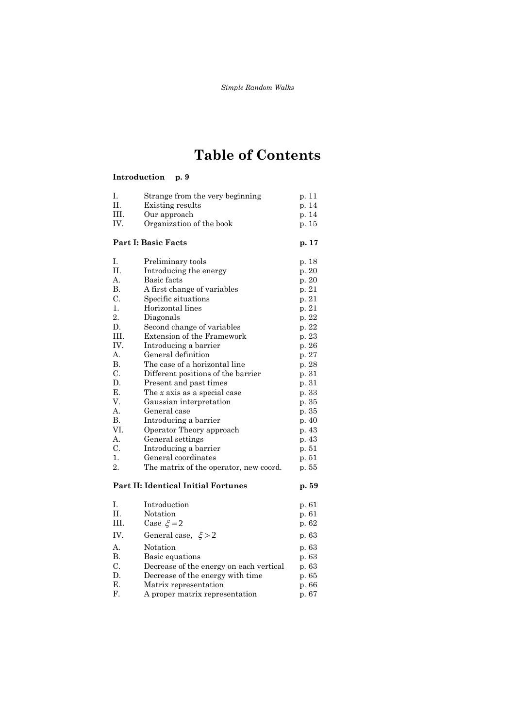# Table of Contents

**Introduction p. 9**

| | | |
|---|---|---|
| I. | Strange from the very beginning | p. 11 |
| II. | Existing results | p. 14 |
| III. | Our approach | p. 14 |
| IV. | Organization of the book | p. 15 |

**Part I: Basic Facts p. 17**

| | | |
|---|---|---|
| I. | Preliminary tools | p. 18 |
| II. | Introducing the energy | p. 20 |
| A. | Basic facts | p. 20 |
| B. | A first change of variables | p. 21 |
| C. | Specific situations | p. 21 |
| 1. | Horizontal lines | p. 21 |
| 2. | Diagonals | p. 22 |
| D. | Second change of variables | p. 22 |
| III. | Extension of the Framework | p. 23 |
| IV. | Introducing a barrier | p. 26 |
| A. | General definition | p. 27 |
| B. | The case of a horizontal line | p. 28 |
| C. | Different positions of the barrier | p. 31 |
| D. | Present and past times | p. 31 |
| E. | The $x$ axis as a special case | p. 33 |
| V. | Gaussian interpretation | p. 35 |
| A. | General case | p. 35 |
| B. | Introducing a barrier | p. 40 |
| VI. | Operator Theory approach | p. 43 |
| A. | General settings | p. 43 |
| C. | Introducing a barrier | p. 51 |
| 1. | General coordinates | p. 51 |
| 2. | The matrix of the operator, new coord. | p. 55 |

**Part II: Identical Initial Fortunes p. 59**

| | | |
|---|---|---|
| I. | Introduction | p. 61 |
| II. | Notation | p. 61 |
| III. | Case $\xi = 2$ | p. 62 |
| IV. | General case, $\xi > 2$ | p. 63 |
| A. | Notation | p. 63 |
| B. | Basic equations | p. 63 |
| C. | Decrease of the energy on each vertical | p. 63 |
| D. | Decrease of the energy with time | p. 65 |
| E. | Matrix representation | p. 66 |
| F. | A proper matrix representation | p. 67 |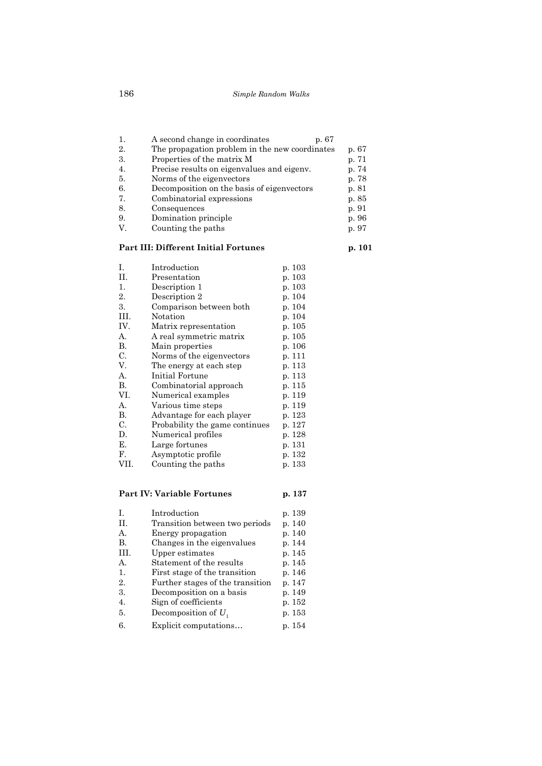| | | |
|---|---|---|
| 1. | A second change in coordinates | p. 67 |
| 2. | The propagation problem in the new coordinates | p. 67 |
| 3. | Properties of the matrix M | p. 71 |
| 4. | Precise results on eigenvalues and eigenv. | p. 74 |
| 5. | Norms of the eigenvectors | p. 78 |
| 6. | Decomposition on the basis of eigenvectors | p. 81 |
| 7. | Combinatorial expressions | p. 85 |
| 8. | Consequences | p. 91 |
| 9. | Domination principle | p. 96 |
| V. | Counting the paths | p. 97 |

**Part III: Different Initial Fortunes** **p. 101**

| | | |
|---|---|---|
| I. | Introduction | p. 103 |
| II. | Presentation | p. 103 |
| 1. | Description 1 | p. 103 |
| 2. | Description 2 | p. 104 |
| 3. | Comparison between both | p. 104 |
| III. | Notation | p. 104 |
| IV. | Matrix representation | p. 105 |
| A. | A real symmetric matrix | p. 105 |
| B. | Main properties | p. 106 |
| C. | Norms of the eigenvectors | p. 111 |
| V. | The energy at each step | p. 113 |
| A. | Initial Fortune | p. 113 |
| B. | Combinatorial approach | p. 115 |
| VI. | Numerical examples | p. 119 |
| A. | Various time steps | p. 119 |
| B. | Advantage for each player | p. 123 |
| C. | Probability the game continues | p. 127 |
| D. | Numerical profiles | p. 128 |
| E. | Large fortunes | p. 131 |
| F. | Asymptotic profile | p. 132 |
| VII. | Counting the paths | p. 133 |

**Part IV: Variable Fortunes** **p. 137**

| | | |
|---|---|---|
| I. | Introduction | p. 139 |
| II. | Transition between two periods | p. 140 |
| A. | Energy propagation | p. 140 |
| B. | Changes in the eigenvalues | p. 144 |
| III. | Upper estimates | p. 145 |
| A. | Statement of the results | p. 145 |
| 1. | First stage of the transition | p. 146 |
| 2. | Further stages of the transition | p. 147 |
| 3. | Decomposition on a basis | p. 149 |
| 4. | Sign of coefficients | p. 152 |
| 5. | Decomposition of $U_1$ | p. 153 |
| 6. | Explicit computations… | p. 154 |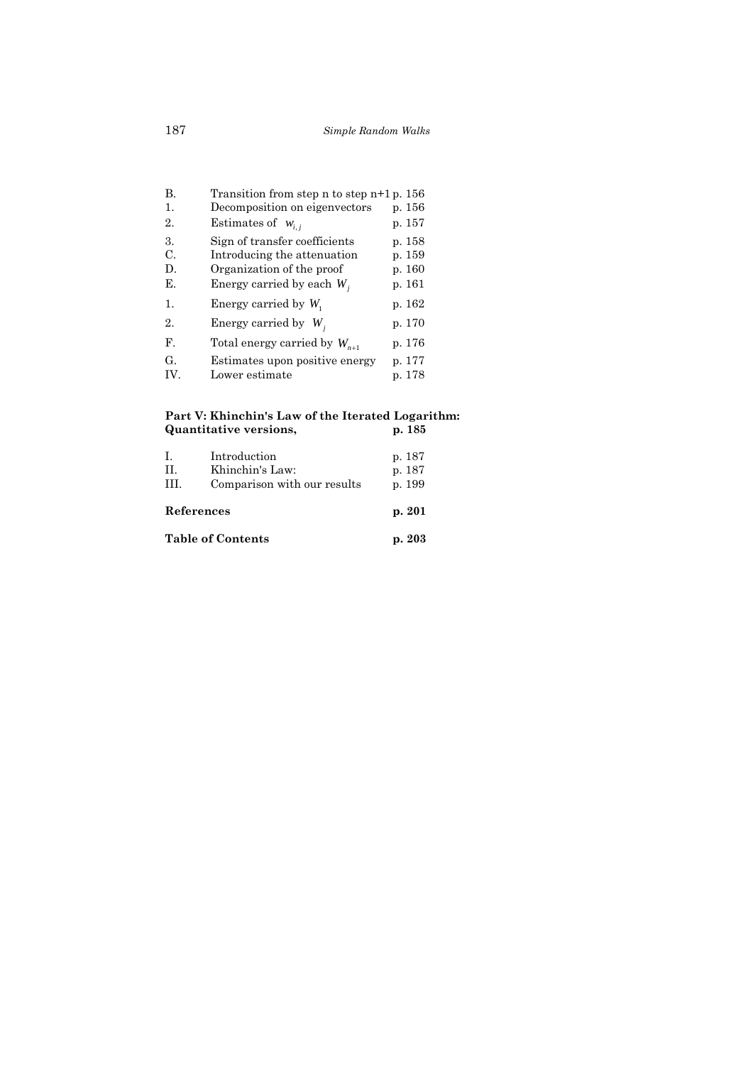| | | |
|---|---|---|
| B. | Transition from step n to step n+1 | p. 156 |
| 1. | Decomposition on eigenvectors | p. 156 |
| 2. | Estimates of $w_{i,j}$ | p. 157 |
| 3. | Sign of transfer coefficients | p. 158 |
| C. | Introducing the attenuation | p. 159 |
| D. | Organization of the proof | p. 160 |
| E. | Energy carried by each $W_j$ | p. 161 |
| 1. | Energy carried by $W_1$ | p. 162 |
| 2. | Energy carried by $W_j$ | p. 170 |
| F. | Total energy carried by $W_{n+1}$ | p. 176 |
| G. | Estimates upon positive energy | p. 177 |
| IV. | Lower estimate | p. 178 |

**Part V: Khinchin's Law of the Iterated Logarithm: Quantitative versions, p. 185**

| | | |
|---|---|---|
| I. | Introduction | p. 187 |
| II. | Khinchin's Law: | p. 187 |
| III. | Comparison with our results | p. 199 |

**References** **p. 201**

**Table of Contents** **p. 203**